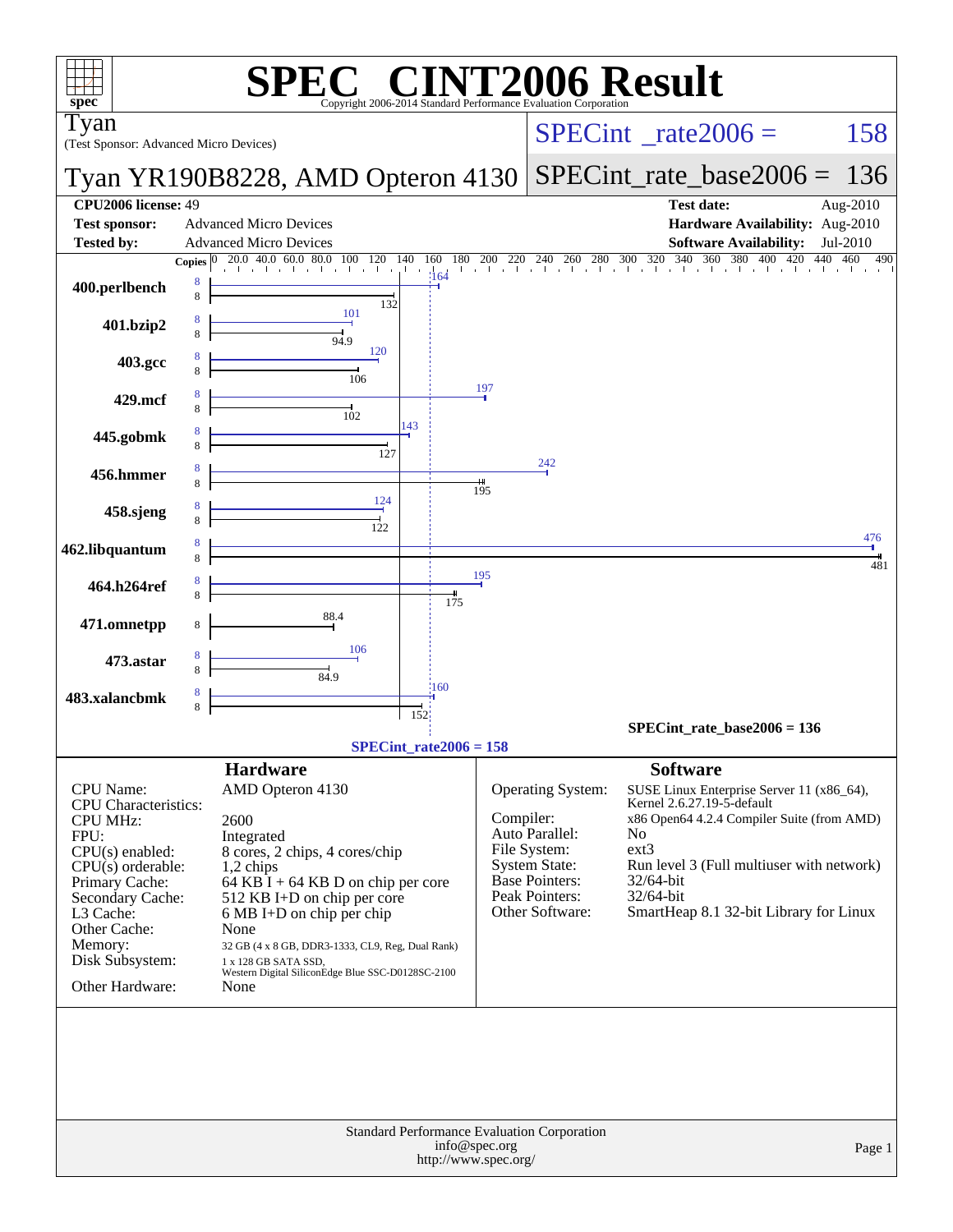# SPEC® CINT2006 Result

Copyright 2006-2014 Standard Performance Evaluation Corporation

**Tyan**
(Test Sponsor: Advanced Micro Devices)

**Tyan YR190B8228, AMD Opteron 4130**

SPECint_rate2006 = 158

SPECint_rate_base2006 = 136

| | | | |
|---|---|---|---|
| **CPU2006 license:** | 49 | **Test date:** | Aug-2010 |
| **Test sponsor:** | Advanced Micro Devices | **Hardware Availability:** | Aug-2010 |
| **Tested by:** | Advanced Micro Devices | **Software Availability:** | Jul-2010 |

| Benchmark | Copies (peak) | Peak | Copies (base) | Base |
|---|---|---|---|---|
| 400.perlbench | 8 | 164 | 8 | 132 |
| 401.bzip2 | 8 | 101 | 8 | 94.9 |
| 403.gcc | 8 | 120 | 8 | 106 |
| 429.mcf | 8 | 197 | 8 | 102 |
| 445.gobmk | 8 | 143 | 8 | 127 |
| 456.hmmer | 8 | 242 | 8 | 195 |
| 458.sjeng | 8 | 124 | 8 | 122 |
| 462.libquantum | 8 | 476 | 8 | 481 |
| 464.h264ref | 8 | 195 | 8 | 175 |
| 471.omnetpp | | | 8 | 88.4 |
| 473.astar | 8 | 106 | 8 | 84.9 |
| 483.xalancbmk | 8 | 160 | 8 | 152 |

SPECint_rate_base2006 = 136

SPECint_rate2006 = 158

## Hardware

| | |
|---|---|
| CPU Name: | AMD Opteron 4130 |
| CPU Characteristics: | |
| CPU MHz: | 2600 |
| FPU: | Integrated |
| CPU(s) enabled: | 8 cores, 2 chips, 4 cores/chip |
| CPU(s) orderable: | 1,2 chips |
| Primary Cache: | 64 KB I + 64 KB D on chip per core |
| Secondary Cache: | 512 KB I+D on chip per core |
| L3 Cache: | 6 MB I+D on chip per chip |
| Other Cache: | None |
| Memory: | 32 GB (4 x 8 GB, DDR3-1333, CL9, Reg, Dual Rank) |
| Disk Subsystem: | 1 x 128 GB SATA SSD, Western Digital SiliconEdge Blue SSC-D0128SC-2100 |
| Other Hardware: | None |

## Software

| | |
|---|---|
| Operating System: | SUSE Linux Enterprise Server 11 (x86_64), Kernel 2.6.27.19-5-default |
| Compiler: | x86 Open64 4.2.4 Compiler Suite (from AMD) |
| Auto Parallel: | No |
| File System: | ext3 |
| System State: | Run level 3 (Full multiuser with network) |
| Base Pointers: | 32/64-bit |
| Peak Pointers: | 32/64-bit |
| Other Software: | SmartHeap 8.1 32-bit Library for Linux |

Standard Performance Evaluation Corporation
info@spec.org
http://www.spec.org/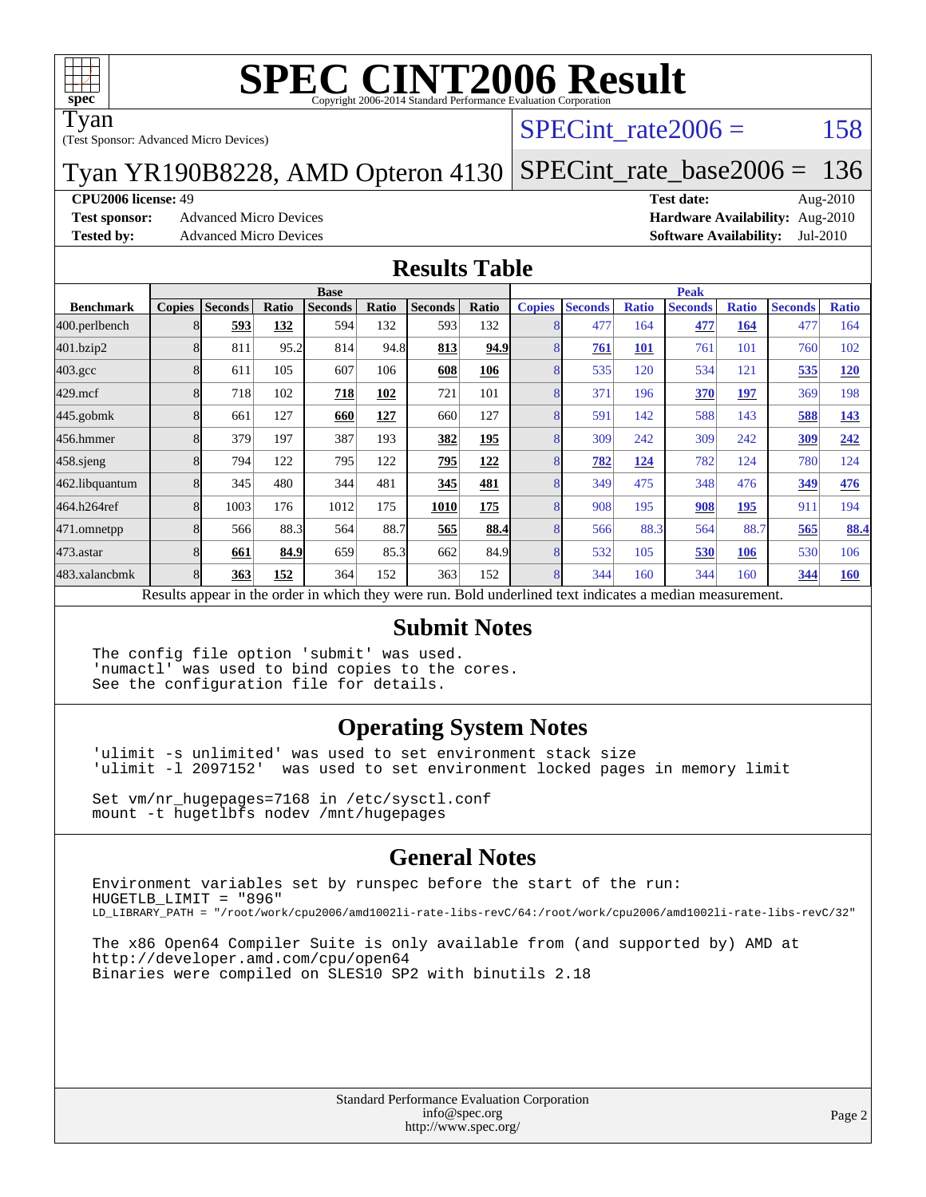# SPEC CINT2006 Result

Copyright 2006-2014 Standard Performance Evaluation Corporation

**Tyan**
(Test Sponsor: Advanced Micro Devices)

**Tyan YR190B8228, AMD Opteron 4130**

SPECint_rate2006 = 158

SPECint_rate_base2006 = 136

**CPU2006 license:** 49
**Test sponsor:** Advanced Micro Devices
**Tested by:** Advanced Micro Devices

**Test date:** Aug-2010
**Hardware Availability:** Aug-2010
**Software Availability:** Jul-2010

## Results Table

| Benchmark | Base | | | | | | | Peak | | | | | | |
|---|---|---|---|---|---|---|---|---|---|---|---|---|---|---|
| | Copies | Seconds | Ratio | Seconds | Ratio | Seconds | Ratio | Copies | Seconds | Ratio | Seconds | Ratio | Seconds | Ratio |
| 400.perlbench | 8 | **593** | **132** | 594 | 132 | 593 | 132 | 8 | 477 | 164 | **477** | **164** | 477 | 164 |
| 401.bzip2 | 8 | 811 | 95.2 | 814 | 94.8 | **813** | **94.9** | 8 | **761** | **101** | 761 | 101 | 760 | 102 |
| 403.gcc | 8 | 611 | 105 | 607 | 106 | **608** | **106** | 8 | 535 | 120 | 534 | 121 | **535** | **120** |
| 429.mcf | 8 | 718 | 102 | **718** | **102** | 721 | 101 | 8 | 371 | 196 | **370** | **197** | 369 | 198 |
| 445.gobmk | 8 | 661 | 127 | **660** | **127** | 660 | 127 | 8 | 591 | 142 | 588 | 143 | **588** | **143** |
| 456.hmmer | 8 | 379 | 197 | 387 | 193 | **382** | **195** | 8 | 309 | 242 | 309 | 242 | **309** | **242** |
| 458.sjeng | 8 | 794 | 122 | 795 | 122 | **795** | **122** | 8 | **782** | **124** | 782 | 124 | 780 | 124 |
| 462.libquantum | 8 | 345 | 480 | 344 | 481 | **345** | **481** | 8 | 349 | 475 | 348 | 476 | **349** | **476** |
| 464.h264ref | 8 | 1003 | 176 | 1012 | 175 | **1010** | **175** | 8 | 908 | 195 | **908** | **195** | 911 | 194 |
| 471.omnetpp | 8 | 566 | 88.3 | 564 | 88.7 | **565** | **88.4** | 8 | 566 | 88.3 | 564 | 88.7 | **565** | **88.4** |
| 473.astar | 8 | **661** | **84.9** | 659 | 85.3 | 662 | 84.9 | 8 | 532 | 105 | **530** | **106** | 530 | 106 |
| 483.xalancbmk | 8 | **363** | **152** | 364 | 152 | 363 | 152 | 8 | 344 | 160 | 344 | 160 | **344** | **160** |

Results appear in the order in which they were run. Bold underlined text indicates a median measurement.

## Submit Notes

```
The config file option 'submit' was used.
'numactl' was used to bind copies to the cores.
See the configuration file for details.
```

## Operating System Notes

```
'ulimit -s unlimited' was used to set environment stack size
'ulimit -l 2097152'  was used to set environment locked pages in memory limit

Set vm/nr_hugepages=7168 in /etc/sysctl.conf
mount -t hugetlbfs nodev /mnt/hugepages
```

## General Notes

```
Environment variables set by runspec before the start of the run:
HUGETLB_LIMIT = "896"
LD_LIBRARY_PATH = "/root/work/cpu2006/amd1002li-rate-libs-revC/64:/root/work/cpu2006/amd1002li-rate-libs-revC/32"

The x86 Open64 Compiler Suite is only available from (and supported by) AMD at
http://developer.amd.com/cpu/open64
Binaries were compiled on SLES10 SP2 with binutils 2.18
```

Standard Performance Evaluation Corporation
info@spec.org
http://www.spec.org/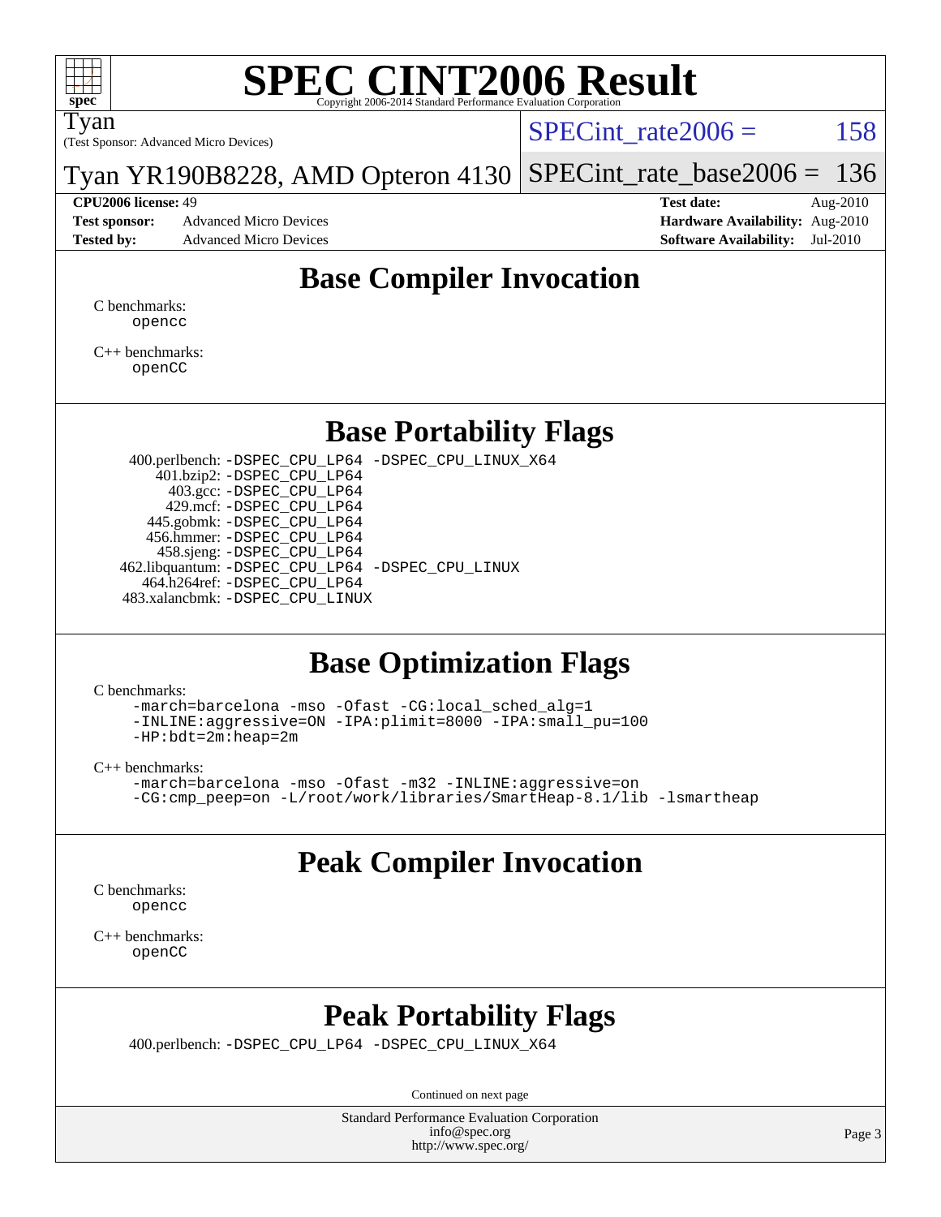# SPEC CINT2006 Result

Copyright 2006-2014 Standard Performance Evaluation Corporation

Tyan
(Test Sponsor: Advanced Micro Devices)

Tyan YR190B8228, AMD Opteron 4130

SPECint_rate2006 = 158

SPECint_rate_base2006 = 136

**CPU2006 license:** 49
**Test sponsor:** Advanced Micro Devices
**Tested by:** Advanced Micro Devices

**Test date:** Aug-2010
**Hardware Availability:** Aug-2010
**Software Availability:** Jul-2010

## Base Compiler Invocation

C benchmarks:
```
opencc
```

C++ benchmarks:
```
openCC
```

## Base Portability Flags

```
400.perlbench: -DSPEC_CPU_LP64 -DSPEC_CPU_LINUX_X64
401.bzip2: -DSPEC_CPU_LP64
403.gcc: -DSPEC_CPU_LP64
429.mcf: -DSPEC_CPU_LP64
445.gobmk: -DSPEC_CPU_LP64
456.hmmer: -DSPEC_CPU_LP64
458.sjeng: -DSPEC_CPU_LP64
462.libquantum: -DSPEC_CPU_LP64 -DSPEC_CPU_LINUX
464.h264ref: -DSPEC_CPU_LP64
483.xalancbmk: -DSPEC_CPU_LINUX
```

## Base Optimization Flags

C benchmarks:
```
-march=barcelona -mso -Ofast -CG:local_sched_alg=1
-INLINE:aggressive=ON -IPA:plimit=8000 -IPA:small_pu=100
-HP:bdt=2m:heap=2m
```

C++ benchmarks:
```
-march=barcelona -mso -Ofast -m32 -INLINE:aggressive=on
-CG:cmp_peep=on -L/root/work/libraries/SmartHeap-8.1/lib -lsmartheap
```

## Peak Compiler Invocation

C benchmarks:
```
opencc
```

C++ benchmarks:
```
openCC
```

## Peak Portability Flags

```
400.perlbench: -DSPEC_CPU_LP64 -DSPEC_CPU_LINUX_X64
```

Continued on next page

Standard Performance Evaluation Corporation
info@spec.org
http://www.spec.org/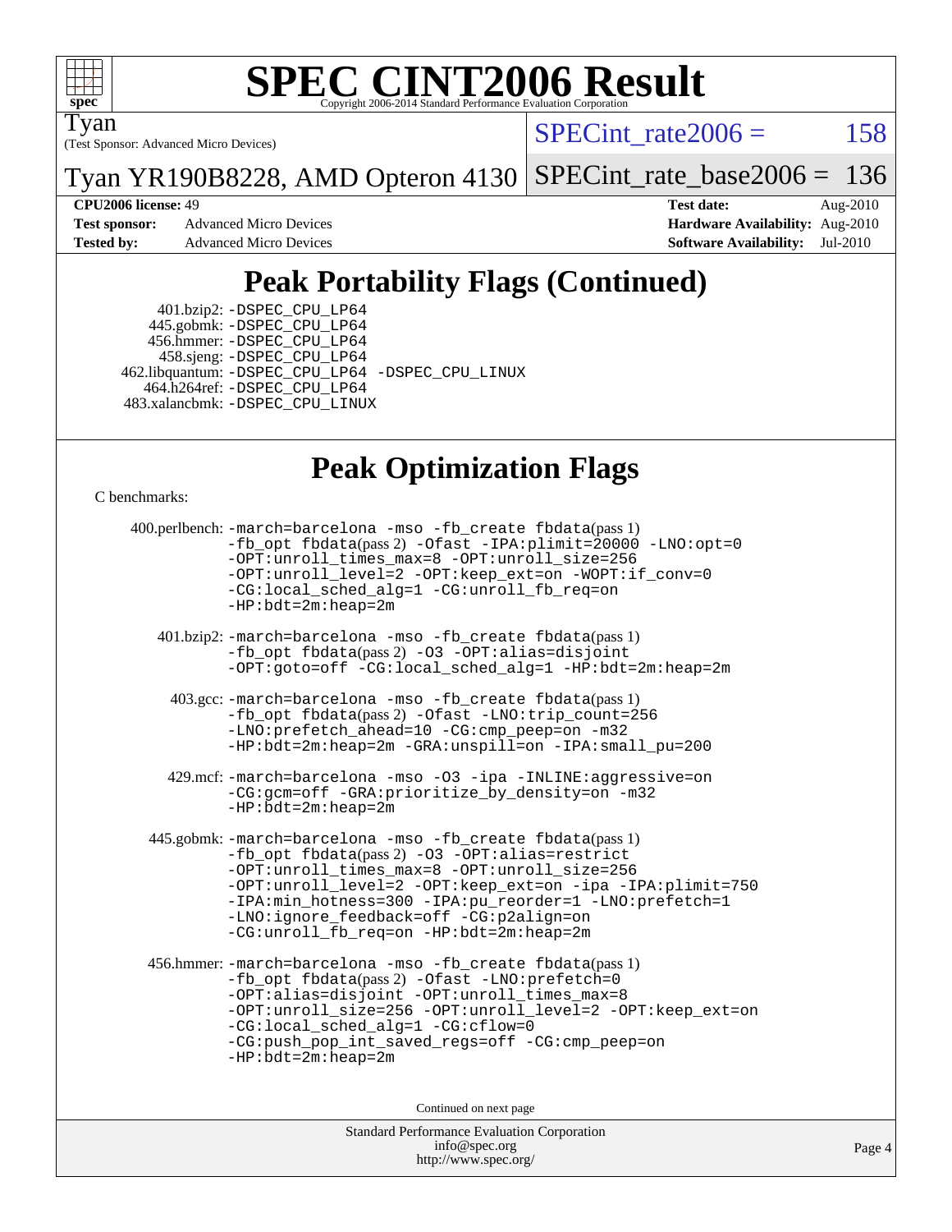# SPEC CINT2006 Result

Copyright 2006-2014 Standard Performance Evaluation Corporation

Tyan
(Test Sponsor: Advanced Micro Devices)

Tyan YR190B8228, AMD Opteron 4130

SPECint_rate2006 = 158

SPECint_rate_base2006 = 136

| | | | |
|---|---|---|---|
| **CPU2006 license:** 49 | | **Test date:** | Aug-2010 |
| **Test sponsor:** | Advanced Micro Devices | **Hardware Availability:** | Aug-2010 |
| **Tested by:** | Advanced Micro Devices | **Software Availability:** | Jul-2010 |

## Peak Portability Flags (Continued)

401.bzip2: -DSPEC_CPU_LP64
445.gobmk: -DSPEC_CPU_LP64
456.hmmer: -DSPEC_CPU_LP64
458.sjeng: -DSPEC_CPU_LP64
462.libquantum: -DSPEC_CPU_LP64 -DSPEC_CPU_LINUX
464.h264ref: -DSPEC_CPU_LP64
483.xalancbmk: -DSPEC_CPU_LINUX

## Peak Optimization Flags

C benchmarks:

400.perlbench: -march=barcelona -mso -fb_create fbdata(pass 1) -fb_opt fbdata(pass 2) -Ofast -IPA:plimit=20000 -LNO:opt=0 -OPT:unroll_times_max=8 -OPT:unroll_size=256 -OPT:unroll_level=2 -OPT:keep_ext=on -WOPT:if_conv=0 -CG:local_sched_alg=1 -CG:unroll_fb_req=on -HP:bdt=2m:heap=2m

401.bzip2: -march=barcelona -mso -fb_create fbdata(pass 1) -fb_opt fbdata(pass 2) -O3 -OPT:alias=disjoint -OPT:goto=off -CG:local_sched_alg=1 -HP:bdt=2m:heap=2m

403.gcc: -march=barcelona -mso -fb_create fbdata(pass 1) -fb_opt fbdata(pass 2) -Ofast -LNO:trip_count=256 -LNO:prefetch_ahead=10 -CG:cmp_peep=on -m32 -HP:bdt=2m:heap=2m -GRA:unspill=on -IPA:small_pu=200

429.mcf: -march=barcelona -mso -O3 -ipa -INLINE:aggressive=on -CG:gcm=off -GRA:prioritize_by_density=on -m32 -HP:bdt=2m:heap=2m

445.gobmk: -march=barcelona -mso -fb_create fbdata(pass 1) -fb_opt fbdata(pass 2) -O3 -OPT:alias=restrict -OPT:unroll_times_max=8 -OPT:unroll_size=256 -OPT:unroll_level=2 -OPT:keep_ext=on -ipa -IPA:plimit=750 -IPA:min_hotness=300 -IPA:pu_reorder=1 -LNO:prefetch=1 -LNO:ignore_feedback=off -CG:p2align=on -CG:unroll_fb_req=on -HP:bdt=2m:heap=2m

456.hmmer: -march=barcelona -mso -fb_create fbdata(pass 1) -fb_opt fbdata(pass 2) -Ofast -LNO:prefetch=0 -OPT:alias=disjoint -OPT:unroll_times_max=8 -OPT:unroll_size=256 -OPT:unroll_level=2 -OPT:keep_ext=on -CG:local_sched_alg=1 -CG:cflow=0 -CG:push_pop_int_saved_regs=off -CG:cmp_peep=on -HP:bdt=2m:heap=2m

Continued on next page

Standard Performance Evaluation Corporation
info@spec.org
http://www.spec.org/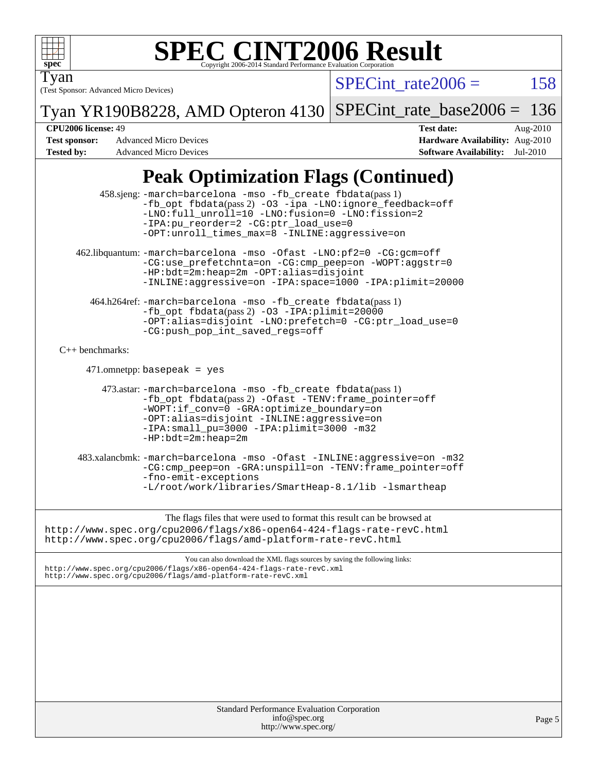# SPEC CINT2006 Result

Tyan

(Test Sponsor: Advanced Micro Devices)

Tyan YR190B8228, AMD Opteron 4130

SPECint_rate2006 = 158

SPECint_rate_base2006 = 136

**CPU2006 license:** 49

**Test sponsor:** Advanced Micro Devices

**Tested by:** Advanced Micro Devices

**Test date:** Aug-2010

**Hardware Availability:** Aug-2010

**Software Availability:** Jul-2010

## Peak Optimization Flags (Continued)

458.sjeng: `-march=barcelona -mso -fb_create fbdata`(pass 1) `-fb_opt fbdata`(pass 2) `-O3 -ipa -LNO:ignore_feedback=off -LNO:full_unroll=10 -LNO:fusion=0 -LNO:fission=2 -IPA:pu_reorder=2 -CG:ptr_load_use=0 -OPT:unroll_times_max=8 -INLINE:aggressive=on`

462.libquantum: `-march=barcelona -mso -Ofast -LNO:pf2=0 -CG:gcm=off -CG:use_prefetchnta=on -CG:cmp_peep=on -WOPT:aggstr=0 -HP:bdt=2m:heap=2m -OPT:alias=disjoint -INLINE:aggressive=on -IPA:space=1000 -IPA:plimit=20000`

464.h264ref: `-march=barcelona -mso -fb_create fbdata`(pass 1) `-fb_opt fbdata`(pass 2) `-O3 -IPA:plimit=20000 -OPT:alias=disjoint -LNO:prefetch=0 -CG:ptr_load_use=0 -CG:push_pop_int_saved_regs=off`

C++ benchmarks:

471.omnetpp: `basepeak = yes`

473.astar: `-march=barcelona -mso -fb_create fbdata`(pass 1) `-fb_opt fbdata`(pass 2) `-Ofast -TENV:frame_pointer=off -WOPT:if_conv=0 -GRA:optimize_boundary=on -OPT:alias=disjoint -INLINE:aggressive=on -IPA:small_pu=3000 -IPA:plimit=3000 -m32 -HP:bdt=2m:heap=2m`

483.xalancbmk: `-march=barcelona -mso -Ofast -INLINE:aggressive=on -m32 -CG:cmp_peep=on -GRA:unspill=on -TENV:frame_pointer=off -fno-emit-exceptions -L/root/work/libraries/SmartHeap-8.1/lib -lsmartheap`

The flags files that were used to format this result can be browsed at
http://www.spec.org/cpu2006/flags/x86-open64-424-flags-rate-revC.html
http://www.spec.org/cpu2006/flags/amd-platform-rate-revC.html

You can also download the XML flags sources by saving the following links:
http://www.spec.org/cpu2006/flags/x86-open64-424-flags-rate-revC.xml
http://www.spec.org/cpu2006/flags/amd-platform-rate-revC.xml

Standard Performance Evaluation Corporation
info@spec.org
http://www.spec.org/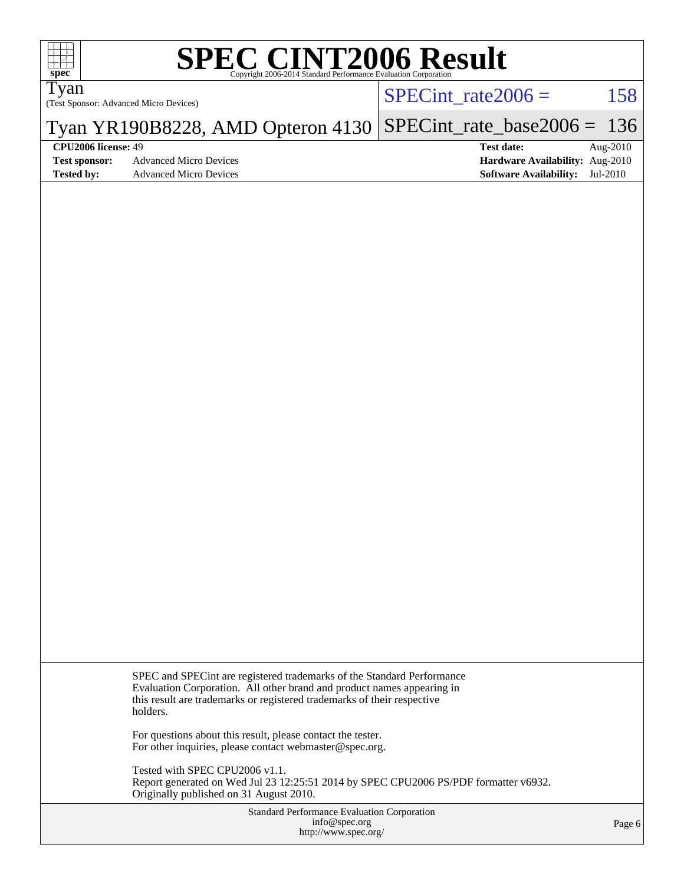# SPEC CINT2006 Result

Copyright 2006-2014 Standard Performance Evaluation Corporation

Tyan

(Test Sponsor: Advanced Micro Devices)

Tyan YR190B8228, AMD Opteron 4130

SPECint_rate2006 = 158

SPECint_rate_base2006 = 136

| | | | |
|---|---|---|---|
| **CPU2006 license:** 49 | | **Test date:** | Aug-2010 |
| **Test sponsor:** | Advanced Micro Devices | **Hardware Availability:** | Aug-2010 |
| **Tested by:** | Advanced Micro Devices | **Software Availability:** | Jul-2010 |

SPEC and SPECint are registered trademarks of the Standard Performance Evaluation Corporation. All other brand and product names appearing in this result are trademarks or registered trademarks of their respective holders.

For questions about this result, please contact the tester.
For other inquiries, please contact webmaster@spec.org.

Tested with SPEC CPU2006 v1.1.
Report generated on Wed Jul 23 12:25:51 2014 by SPEC CPU2006 PS/PDF formatter v6932.
Originally published on 31 August 2010.

Standard Performance Evaluation Corporation
info@spec.org
http://www.spec.org/